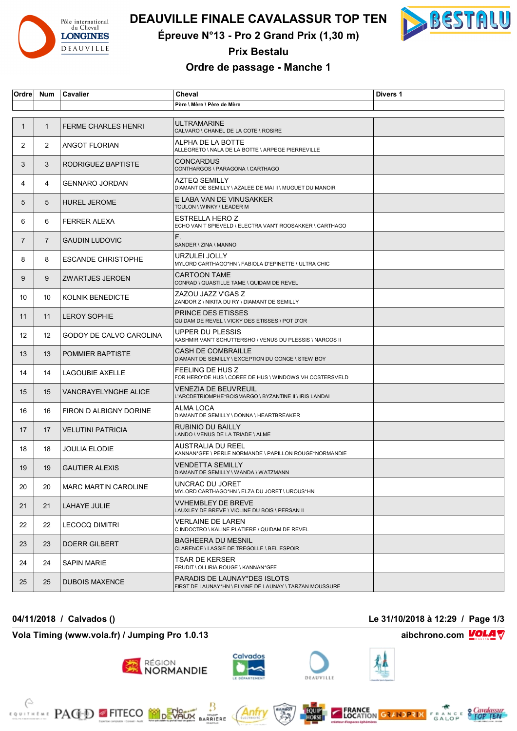# DEAUVILLE FINALE CAVALASSUR TOP TEN

## Épreuve N°13 - Pro 2 Grand Prix (1,30 m)

## Prix Bestalu

## Ordre de passage - Manche 1

| Ordre | Num | Cavalier | Cheval<br>Père \ Mère \ Père de Mère | Divers 1 |
|---|---|---|---|---|
| 1 | 1 | FERME CHARLES HENRI | ULTRAMARINE<br>CALVARO \ CHANEL DE LA COTE \ ROSIRE | |
| 2 | 2 | ANGOT FLORIAN | ALPHA DE LA BOTTE<br>ALLEGRETO \ NALA DE LA BOTTE \ ARPEGE PIERREVILLE | |
| 3 | 3 | RODRIGUEZ BAPTISTE | CONCARDUS<br>CONTHARGOS \ PARAGONA \ CARTHAGO | |
| 4 | 4 | GENNARO JORDAN | AZTEQ SEMILLY<br>DIAMANT DE SEMILLY \ AZALEE DE MAI II \ MUGUET DU MANOIR | |
| 5 | 5 | HUREL JEROME | E LABA VAN DE VINUSAKKER<br>TOULON \ WINKY \ LEADER M | |
| 6 | 6 | FERRER ALEXA | ESTRELLA HERO Z<br>ECHO VAN T SPIEVELD \ ELECTRA VAN'T ROOSAKKER \ CARTHAGO | |
| 7 | 7 | GAUDIN LUDOVIC | F.<br>SANDER \ ZINA \ MANNO | |
| 8 | 8 | ESCANDE CHRISTOPHE | URZULEI JOLLY<br>MYLORD CARTHAGO*HN \ FABIOLA D'EPINETTE \ ULTRA CHIC | |
| 9 | 9 | ZWARTJES JEROEN | CARTOON TAME<br>CONRAD \ QUASTILLE TAME \ QUIDAM DE REVEL | |
| 10 | 10 | KOLNIK BENEDICTE | ZAZOU JAZZ V'GAS Z<br>ZANDOR Z \ NIKITA DU RY \ DIAMANT DE SEMILLY | |
| 11 | 11 | LEROY SOPHIE | PRINCE DES ETISSES<br>QUIDAM DE REVEL \ VICKY DES ETISSES \ POT D'OR | |
| 12 | 12 | GODOY DE CALVO CAROLINA | UPPER DU PLESSIS<br>KASHMIR VAN'T SCHUTTERSHO \ VENUS DU PLESSIS \ NARCOS II | |
| 13 | 13 | POMMIER BAPTISTE | CASH DE COMBRAILLE<br>DIAMANT DE SEMILLY \ EXCEPTION DU GONGE \ STEW BOY | |
| 14 | 14 | LAGOUBIE AXELLE | FEELING DE HUS Z<br>FOR HERO*DE HUS \ COREE DE HUS \ WINDOWS VH COSTERSVELD | |
| 15 | 15 | VANCRAYELYNGHE ALICE | VENEZIA DE BEUVREUIL<br>L'ARCDETRIOMPHE*BOISMARGO \ BYZANTINE II \ IRIS LANDAI | |
| 16 | 16 | FIRON D ALBIGNY DORINE | ALMA LOCA<br>DIAMANT DE SEMILLY \ DONNA \ HEARTBREAKER | |
| 17 | 17 | VELUTINI PATRICIA | RUBINIO DU BAILLY<br>LANDO \ VENUS DE LA TRIADE \ ALME | |
| 18 | 18 | JOULIA ELODIE | AUSTRALIA DU REEL<br>KANNAN*GFE \ PERLE NORMANDE \ PAPILLON ROUGE*NORMANDIE | |
| 19 | 19 | GAUTIER ALEXIS | VENDETTA SEMILLY<br>DIAMANT DE SEMILLY \ WANDA \ WATZMANN | |
| 20 | 20 | MARC MARTIN CAROLINE | UNCRAC DU JORET<br>MYLORD CARTHAGO*HN \ ELZA DU JORET \ UROUS*HN | |
| 21 | 21 | LAHAYE JULIE | VVHEMBLEY DE BREVE<br>LAUXLEY DE BREVE \ VIOLINE DU BOIS \ PERSAN II | |
| 22 | 22 | LECOCQ DIMITRI | VERLAINE DE LAREN<br>C INDOCTRO \ KALINE PLATIERE \ QUIDAM DE REVEL | |
| 23 | 23 | DOERR GILBERT | BAGHEERA DU MESNIL<br>CLARENCE \ LASSIE DE TREGOLLE \ BEL ESPOIR | |
| 24 | 24 | SAPIN MARIE | TSAR DE KERSER<br>ERUDIT \ OLLIRIA ROUGE \ KANNAN*GFE | |
| 25 | 25 | DUBOIS MAXENCE | PARADIS DE LAUNAY*DES ISLOTS<br>FIRST DE LAUNAY*HN \ ELVINE DE LAUNAY \ TARZAN MOUSSURE | |

**04/11/2018 / Calvados ()** **Le 31/10/2018 à 12:29**

**Vola Timing (www.vola.fr) / Jumping Pro 1.0.13** **aibchrono.com**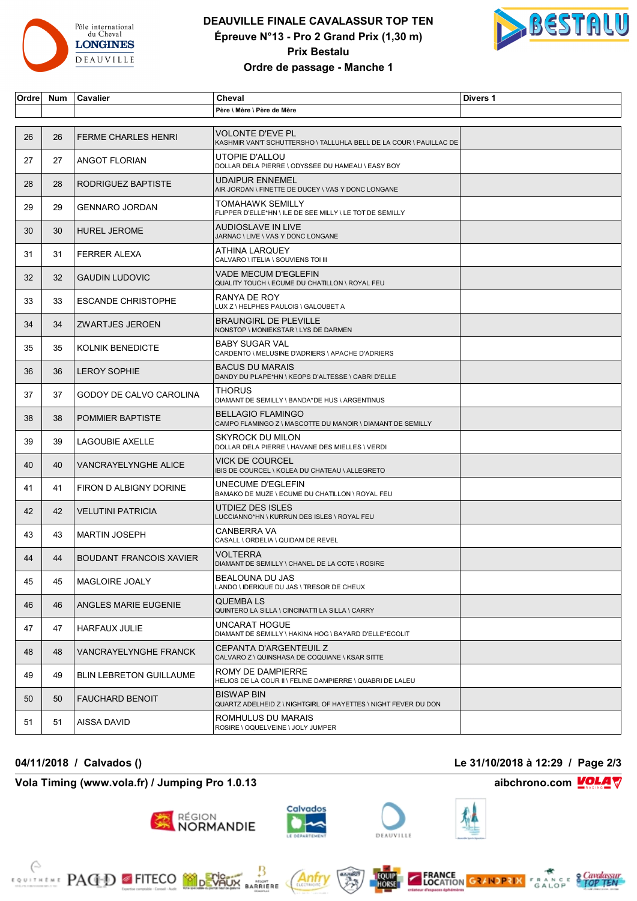# DEAUVILLE FINALE CAVALASSUR TOP TEN

## Épreuve N°13 - Pro 2 Grand Prix (1,30 m)

## Prix Bestalu

## Ordre de passage - Manche 1

| Ordre | Num | Cavalier | Cheval<br>Père \ Mère \ Père de Mère | Divers 1 |
|---|---|---|---|---|
| 26 | 26 | FERME CHARLES HENRI | VOLONTE D'EVE PL<br>KASHMIR VAN'T SCHUTTERSHO \ TALLUHLA BELL DE LA COUR \ PAUILLAC DE | |
| 27 | 27 | ANGOT FLORIAN | UTOPIE D'ALLOU<br>DOLLAR DELA PIERRE \ ODYSSEE DU HAMEAU \ EASY BOY | |
| 28 | 28 | RODRIGUEZ BAPTISTE | UDAIPUR ENNEMEL<br>AIR JORDAN \ FINETTE DE DUCEY \ VAS Y DONC LONGANE | |
| 29 | 29 | GENNARO JORDAN | TOMAHAWK SEMILLY<br>FLIPPER D'ELLE*HN \ ILE DE SEE MILLY \ LE TOT DE SEMILLY | |
| 30 | 30 | HUREL JEROME | AUDIOSLAVE IN LIVE<br>JARNAC \ LIVE \ VAS Y DONC LONGANE | |
| 31 | 31 | FERRER ALEXA | ATHINA LARQUEY<br>CALVARO \ ITELIA \ SOUVIENS TOI III | |
| 32 | 32 | GAUDIN LUDOVIC | VADE MECUM D'EGLEFIN<br>QUALITY TOUCH \ ECUME DU CHATILLON \ ROYAL FEU | |
| 33 | 33 | ESCANDE CHRISTOPHE | RANYA DE ROY<br>LUX Z \ HELPHES PAULOIS \ GALOUBET A | |
| 34 | 34 | ZWARTJES JEROEN | BRAUNGIRL DE PLEVILLE<br>NONSTOP \ MONIEKSTAR \ LYS DE DARMEN | |
| 35 | 35 | KOLNIK BENEDICTE | BABY SUGAR VAL<br>CARDENTO \ MELUSINE D'ADRIERS \ APACHE D'ADRIERS | |
| 36 | 36 | LEROY SOPHIE | BACUS DU MARAIS<br>DANDY DU PLAPE*HN \ KEOPS D'ALTESSE \ CABRI D'ELLE | |
| 37 | 37 | GODOY DE CALVO CAROLINA | THORUS<br>DIAMANT DE SEMILLY \ BANDA*DE HUS \ ARGENTINUS | |
| 38 | 38 | POMMIER BAPTISTE | BELLAGIO FLAMINGO<br>CAMPO FLAMINGO Z \ MASCOTTE DU MANOIR \ DIAMANT DE SEMILLY | |
| 39 | 39 | LAGOUBIE AXELLE | SKYROCK DU MILON<br>DOLLAR DELA PIERRE \ HAVANE DES MIELLES \ VERDI | |
| 40 | 40 | VANCRAYELYNGHE ALICE | VICK DE COURCEL<br>IBIS DE COURCEL \ KOLEA DU CHATEAU \ ALLEGRETO | |
| 41 | 41 | FIRON D ALBIGNY DORINE | UNECUME D'EGLEFIN<br>BAMAKO DE MUZE \ ECUME DU CHATILLON \ ROYAL FEU | |
| 42 | 42 | VELUTINI PATRICIA | UTDIEZ DES ISLES<br>LUCCIANNO*HN \ KURRUN DES ISLES \ ROYAL FEU | |
| 43 | 43 | MARTIN JOSEPH | CANBERRA VA<br>CASALL \ ORDELIA \ QUIDAM DE REVEL | |
| 44 | 44 | BOUDANT FRANCOIS XAVIER | VOLTERRA<br>DIAMANT DE SEMILLY \ CHANEL DE LA COTE \ ROSIRE | |
| 45 | 45 | MAGLOIRE JOALY | BEALOUNA DU JAS<br>LANDO \ IDERIQUE DU JAS \ TRESOR DE CHEUX | |
| 46 | 46 | ANGLES MARIE EUGENIE | QUEMBA LS<br>QUINTERO LA SILLA \ CINCINATTI LA SILLA \ CARRY | |
| 47 | 47 | HARFAUX JULIE | UNCARAT HOGUE<br>DIAMANT DE SEMILLY \ HAKINA HOG \ BAYARD D'ELLE*ECOLIT | |
| 48 | 48 | VANCRAYELYNGHE FRANCK | CEPANTA D'ARGENTEUIL Z<br>CALVARO Z \ QUINSHASA DE COQUIANE \ KSAR SITTE | |
| 49 | 49 | BLIN LEBRETON GUILLAUME | ROMY DE DAMPIERRE<br>HELIOS DE LA COUR II \ FELINE DAMPIERRE \ QUABRI DE LALEU | |
| 50 | 50 | FAUCHARD BENOIT | BISWAP BIN<br>QUARTZ ADELHEID Z \ NIGHTGIRL OF HAYETTES \ NIGHT FEVER DU DON | |
| 51 | 51 | AISSA DAVID | ROMHULUS DU MARAIS<br>ROSIRE \ OQUELVEINE \ JOLY JUMPER | |

**04/11/2018 / Calvados ()** — **Le 31/10/2018 à 12:29**

**Vola Timing (www.vola.fr) / Jumping Pro 1.0.13** — **aibchrono.com**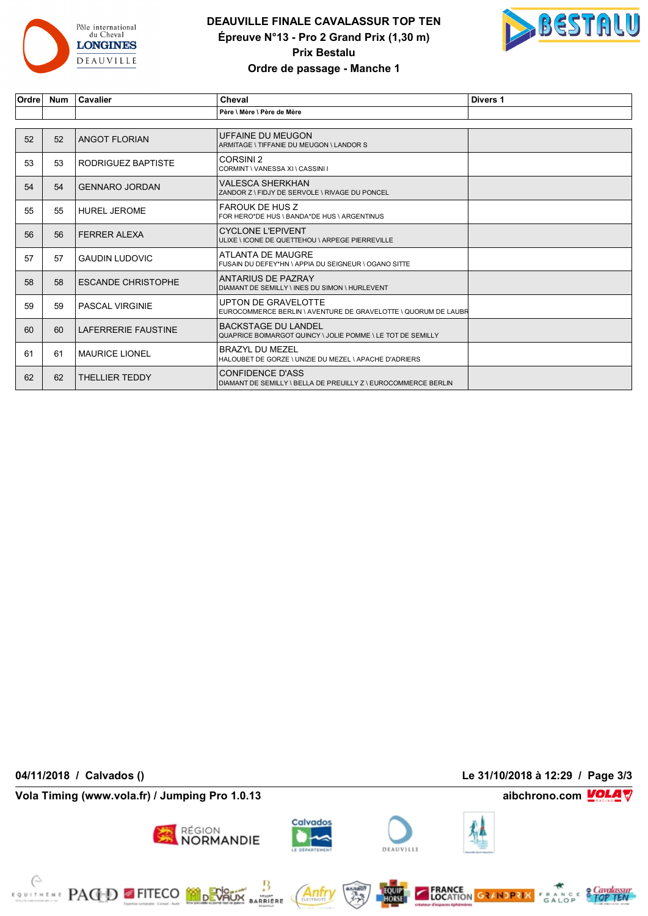# DEAUVILLE FINALE CAVALASSUR TOP TEN

## Épreuve N°13 - Pro 2 Grand Prix (1,30 m)

## Prix Bestalu

## Ordre de passage - Manche 1

| Ordre | Num | Cavalier | Cheval<br>Père \ Mère \ Père de Mère | Divers 1 |
|---|---|---|---|---|
| 52 | 52 | ANGOT FLORIAN | UFFAINE DU MEUGON<br>ARMITAGE \ TIFFANIE DU MEUGON \ LANDOR S | |
| 53 | 53 | RODRIGUEZ BAPTISTE | CORSINI 2<br>CORMINT \ VANESSA XI \ CASSINI I | |
| 54 | 54 | GENNARO JORDAN | VALESCA SHERKHAN<br>ZANDOR Z \ FIDJY DE SERVOLE \ RIVAGE DU PONCEL | |
| 55 | 55 | HUREL JEROME | FAROUK DE HUS Z<br>FOR HERO*DE HUS \ BANDA*DE HUS \ ARGENTINUS | |
| 56 | 56 | FERRER ALEXA | CYCLONE L'EPIVENT<br>ULIXE \ ICONE DE QUETTEHOU \ ARPEGE PIERREVILLE | |
| 57 | 57 | GAUDIN LUDOVIC | ATLANTA DE MAUGRE<br>FUSAIN DU DEFEY*HN \ APPIA DU SEIGNEUR \ OGANO SITTE | |
| 58 | 58 | ESCANDE CHRISTOPHE | ANTARIUS DE PAZRAY<br>DIAMANT DE SEMILLY \ INES DU SIMON \ HURLEVENT | |
| 59 | 59 | PASCAL VIRGINIE | UPTON DE GRAVELOTTE<br>EUROCOMMERCE BERLIN \ AVENTURE DE GRAVELOTTE \ QUORUM DE LAUBR | |
| 60 | 60 | LAFERRERIE FAUSTINE | BACKSTAGE DU LANDEL<br>QUAPRICE BOIMARGOT QUINCY \ JOLIE POMME \ LE TOT DE SEMILLY | |
| 61 | 61 | MAURICE LIONEL | BRAZYL DU MEZEL<br>HALOUBET DE GORZE \ UNIZIE DU MEZEL \ APACHE D'ADRIERS | |
| 62 | 62 | THELLIER TEDDY | CONFIDENCE D'ASS<br>DIAMANT DE SEMILLY \ BELLA DE PREUILLY Z \ EUROCOMMERCE BERLIN | |

**04/11/2018 / Calvados ()** — **Le 31/10/2018 à 12:29**

**Vola Timing (www.vola.fr) / Jumping Pro 1.0.13** — **aibchrono.com**